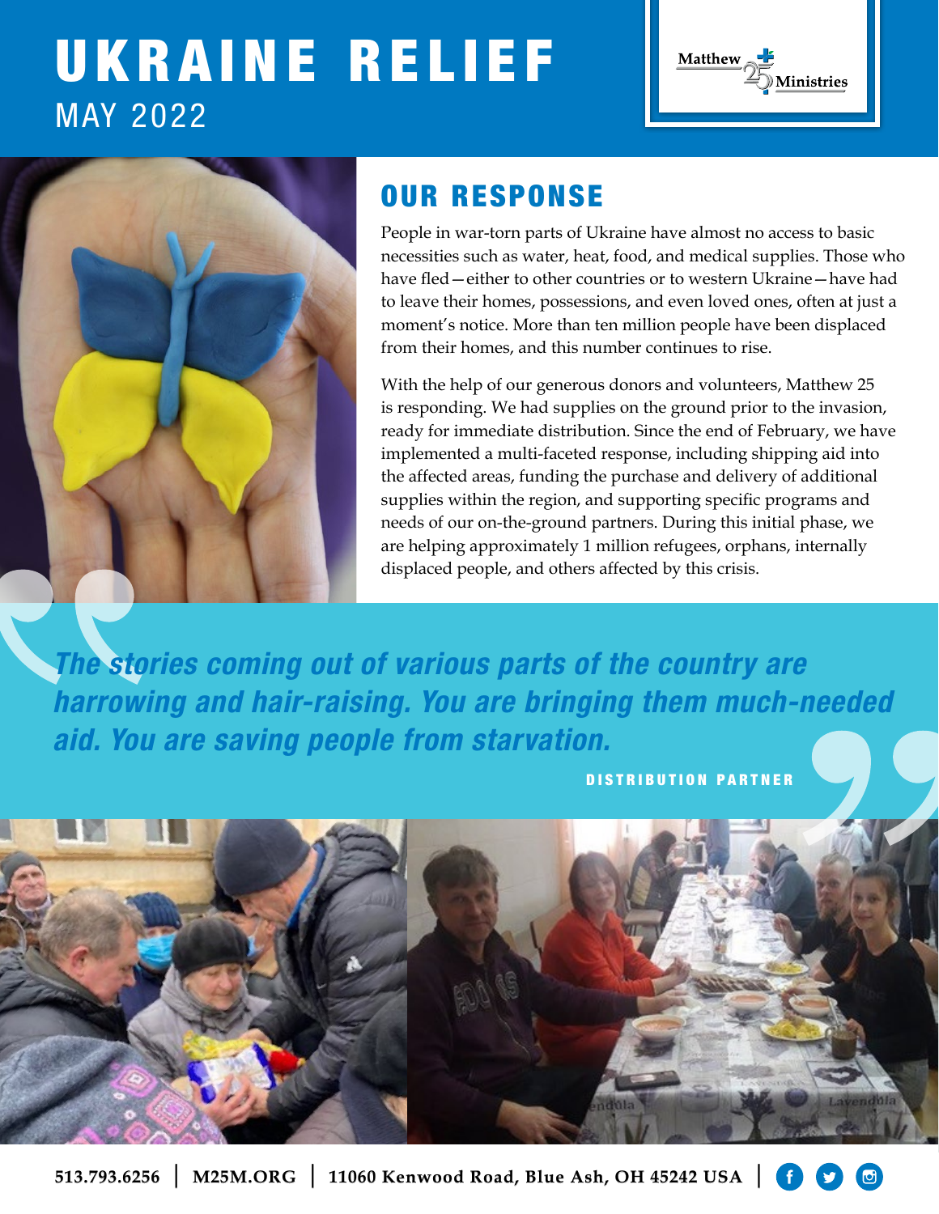# UKRAINE RELIEF

MAY 2022

Matthew 25 Ministries

## OUR RESPONSE

People in war-torn parts of Ukraine have almost no access to basic necessities such as water, heat, food, and medical supplies. Those who have fled—either to other countries or to western Ukraine—have had to leave their homes, possessions, and even loved ones, often at just a moment's notice. More than ten million people have been displaced from their homes, and this number continues to rise.

With the help of our generous donors and volunteers, Matthew 25 is responding. We had supplies on the ground prior to the invasion, ready for immediate distribution. Since the end of February, we have implemented a multi-faceted response, including shipping aid into the affected areas, funding the purchase and delivery of additional supplies within the region, and supporting specific programs and needs of our on-the-ground partners. During this initial phase, we are helping approximately 1 million refugees, orphans, internally displaced people, and others affected by this crisis.

> ***The stories coming out of various parts of the country are harrowing and hair-raising. You are bringing them much-needed aid. You are saving people from starvation.***
>
> DISTRIBUTION PARTNER

513.793.6256 | M25M.ORG | 11060 Kenwood Road, Blue Ash, OH 45242 USA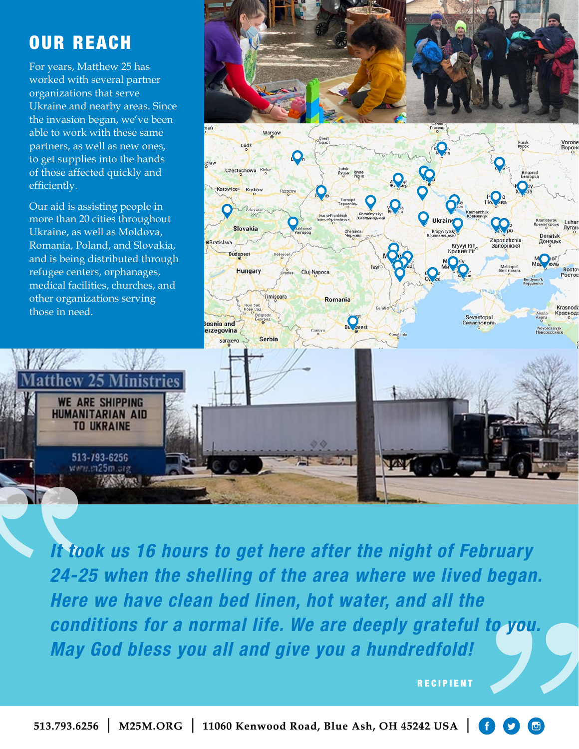# OUR REACH

For years, Matthew 25 has worked with several partner organizations that serve Ukraine and nearby areas. Since the invasion began, we've been able to work with these same partners, as well as new ones, to get supplies into the hands of those affected quickly and efficiently.

Our aid is assisting people in more than 20 cities throughout Ukraine, as well as Moldova, Romania, Poland, and Slovakia, and is being distributed through refugee centers, orphanages, medical facilities, churches, and other organizations serving those in need.

> *It took us 16 hours to get here after the night of February 24-25 when the shelling of the area where we lived began. Here we have clean bed linen, hot water, and all the conditions for a normal life. We are deeply grateful to you. May God bless you all and give you a hundredfold!*
>
> **RECIPIENT**

513.793.6256 | M25M.ORG | 11060 Kenwood Road, Blue Ash, OH 45242 USA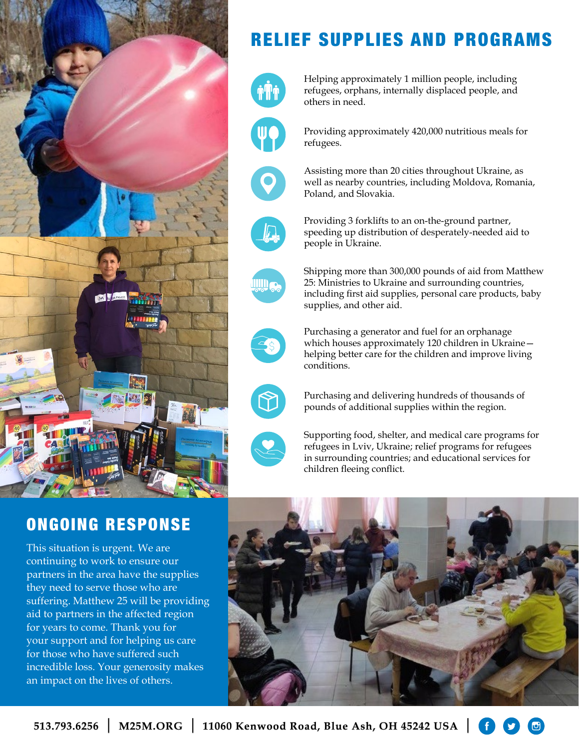## RELIEF SUPPLIES AND PROGRAMS

- Helping approximately 1 million people, including refugees, orphans, internally displaced people, and others in need.
- Providing approximately 420,000 nutritious meals for refugees.
- Assisting more than 20 cities throughout Ukraine, as well as nearby countries, including Moldova, Romania, Poland, and Slovakia.
- Providing 3 forklifts to an on-the-ground partner, speeding up distribution of desperately-needed aid to people in Ukraine.
- Shipping more than 300,000 pounds of aid from Matthew 25: Ministries to Ukraine and surrounding countries, including first aid supplies, personal care products, baby supplies, and other aid.
- Purchasing a generator and fuel for an orphanage which houses approximately 120 children in Ukraine—helping better care for the children and improve living conditions.
- Purchasing and delivering hundreds of thousands of pounds of additional supplies within the region.
- Supporting food, shelter, and medical care programs for refugees in Lviv, Ukraine; relief programs for refugees in surrounding countries; and educational services for children fleeing conflict.

## ONGOING RESPONSE

This situation is urgent. We are continuing to work to ensure our partners in the area have the supplies they need to serve those who are suffering. Matthew 25 will be providing aid to partners in the affected region for years to come. Thank you for your support and for helping us care for those who have suffered such incredible loss. Your generosity makes an impact on the lives of others.

513.793.6256 | M25M.ORG | 11060 Kenwood Road, Blue Ash, OH 45242 USA